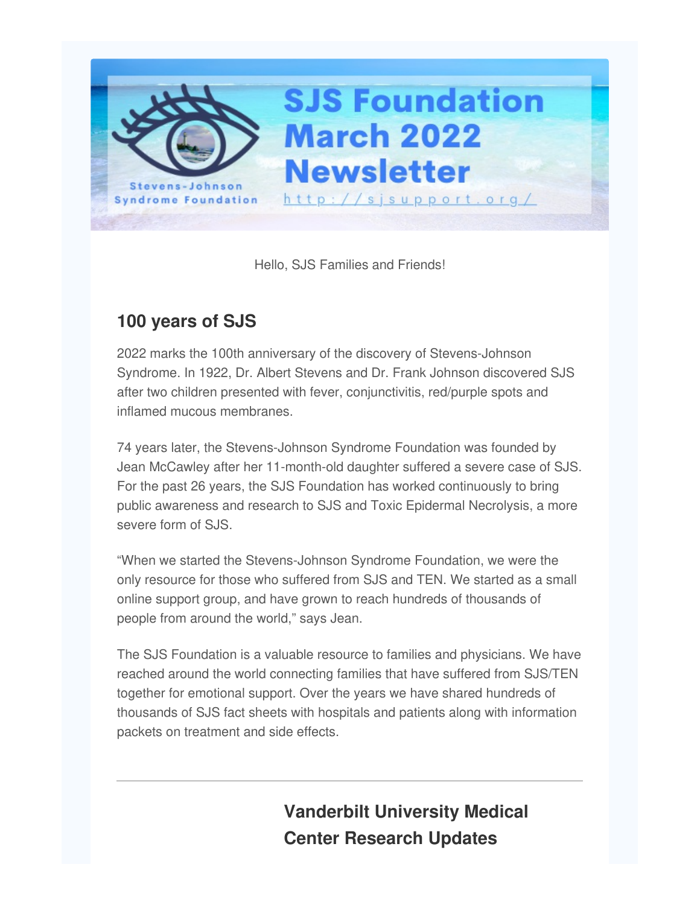# SJS Foundation March 2022 Newsletter

Stevens-Johnson Syndrome Foundation

http://sjsupport.org/

Hello, SJS Families and Friends!

## 100 years of SJS

2022 marks the 100th anniversary of the discovery of Stevens-Johnson Syndrome. In 1922, Dr. Albert Stevens and Dr. Frank Johnson discovered SJS after two children presented with fever, conjunctivitis, red/purple spots and inflamed mucous membranes.

74 years later, the Stevens-Johnson Syndrome Foundation was founded by Jean McCawley after her 11-month-old daughter suffered a severe case of SJS. For the past 26 years, the SJS Foundation has worked continuously to bring public awareness and research to SJS and Toxic Epidermal Necrolysis, a more severe form of SJS.

"When we started the Stevens-Johnson Syndrome Foundation, we were the only resource for those who suffered from SJS and TEN. We started as a small online support group, and have grown to reach hundreds of thousands of people from around the world," says Jean.

The SJS Foundation is a valuable resource to families and physicians. We have reached around the world connecting families that have suffered from SJS/TEN together for emotional support. Over the years we have shared hundreds of thousands of SJS fact sheets with hospitals and patients along with information packets on treatment and side effects.

---

## Vanderbilt University Medical Center Research Updates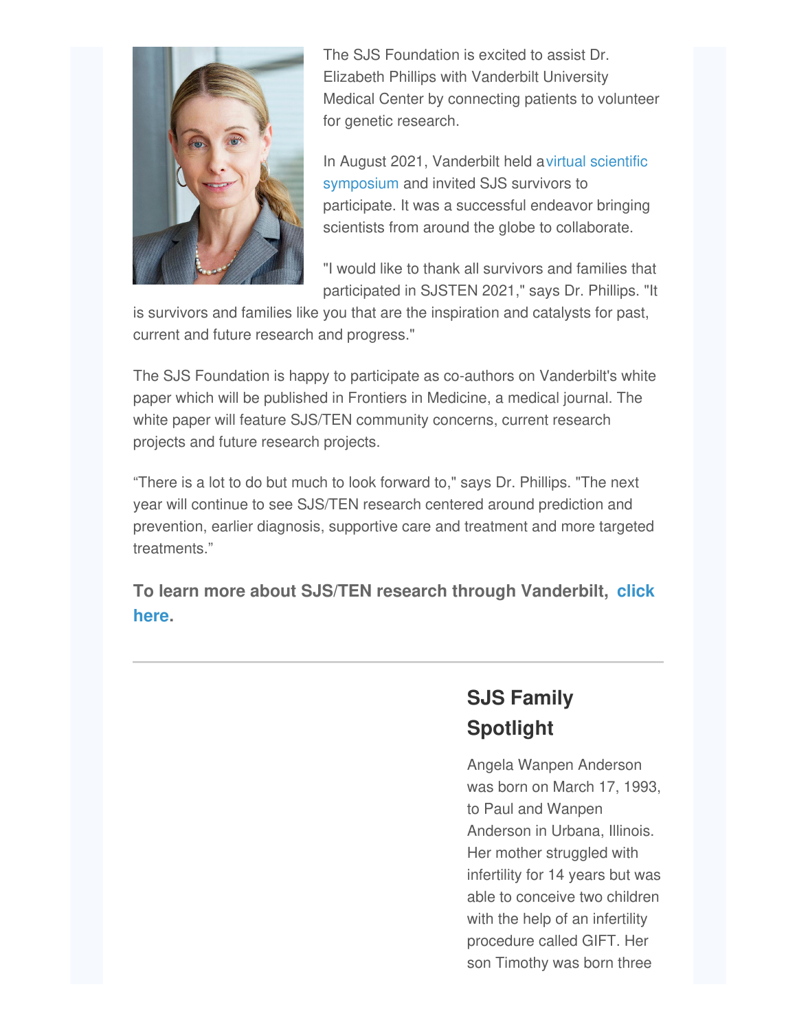The SJS Foundation is excited to assist Dr. Elizabeth Phillips with Vanderbilt University Medical Center by connecting patients to volunteer for genetic research.

In August 2021, Vanderbilt held a virtual scientific symposium and invited SJS survivors to participate. It was a successful endeavor bringing scientists from around the globe to collaborate.

"I would like to thank all survivors and families that participated in SJSTEN 2021," says Dr. Phillips. "It is survivors and families like you that are the inspiration and catalysts for past, current and future research and progress."

The SJS Foundation is happy to participate as co-authors on Vanderbilt's white paper which will be published in Frontiers in Medicine, a medical journal. The white paper will feature SJS/TEN community concerns, current research projects and future research projects.

“There is a lot to do but much to look forward to," says Dr. Phillips. "The next year will continue to see SJS/TEN research centered around prediction and prevention, earlier diagnosis, supportive care and treatment and more targeted treatments.”

**To learn more about SJS/TEN research through Vanderbilt, click here.**

---

## SJS Family Spotlight

Angela Wanpen Anderson was born on March 17, 1993, to Paul and Wanpen Anderson in Urbana, Illinois. Her mother struggled with infertility for 14 years but was able to conceive two children with the help of an infertility procedure called GIFT. Her son Timothy was born three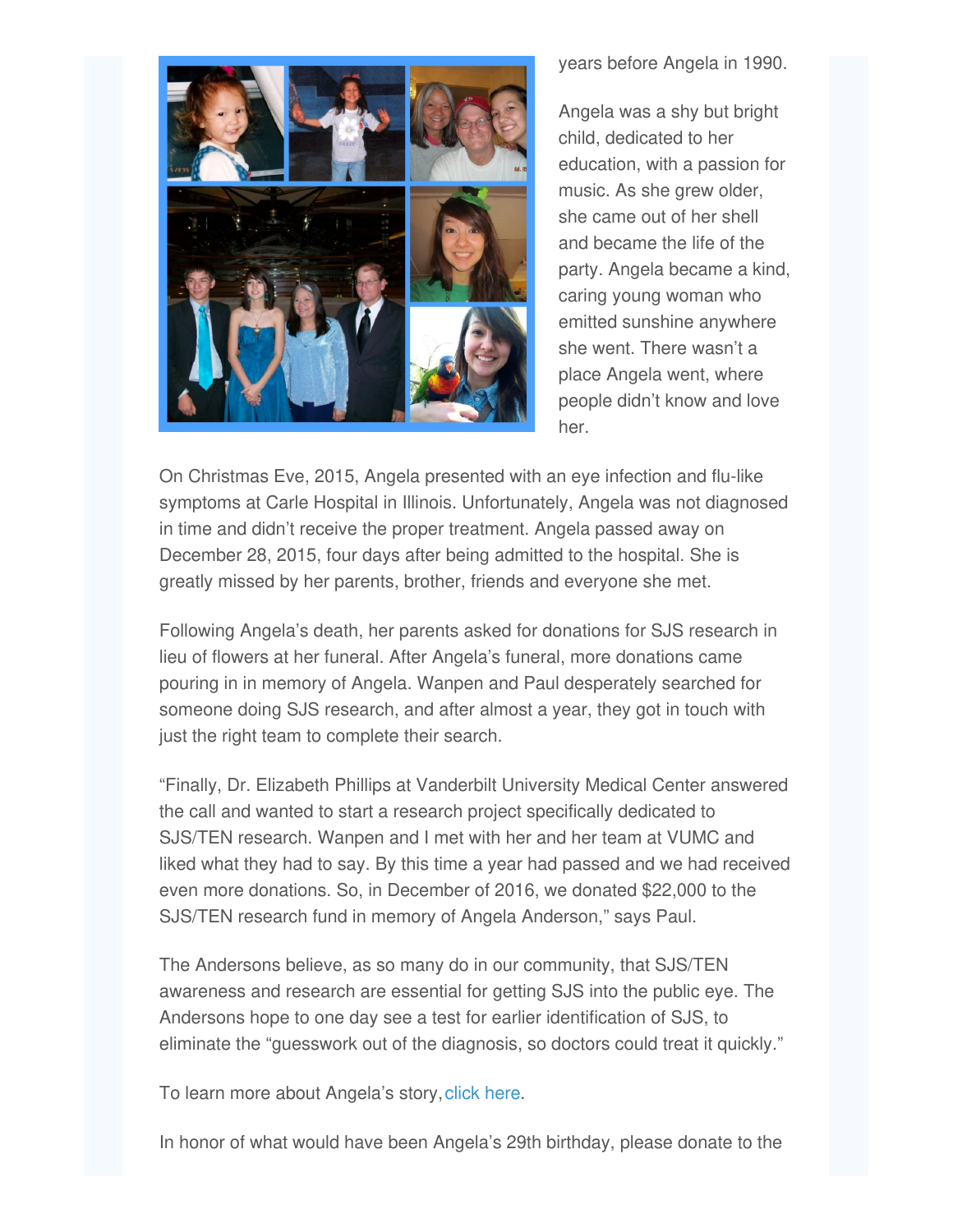years before Angela in 1990.

Angela was a shy but bright child, dedicated to her education, with a passion for music. As she grew older, she came out of her shell and became the life of the party. Angela became a kind, caring young woman who emitted sunshine anywhere she went. There wasn't a place Angela went, where people didn't know and love her.

On Christmas Eve, 2015, Angela presented with an eye infection and flu-like symptoms at Carle Hospital in Illinois. Unfortunately, Angela was not diagnosed in time and didn't receive the proper treatment. Angela passed away on December 28, 2015, four days after being admitted to the hospital. She is greatly missed by her parents, brother, friends and everyone she met.

Following Angela's death, her parents asked for donations for SJS research in lieu of flowers at her funeral. After Angela's funeral, more donations came pouring in in memory of Angela. Wanpen and Paul desperately searched for someone doing SJS research, and after almost a year, they got in touch with just the right team to complete their search.

"Finally, Dr. Elizabeth Phillips at Vanderbilt University Medical Center answered the call and wanted to start a research project specifically dedicated to SJS/TEN research. Wanpen and I met with her and her team at VUMC and liked what they had to say. By this time a year had passed and we had received even more donations. So, in December of 2016, we donated $22,000 to the SJS/TEN research fund in memory of Angela Anderson," says Paul.

The Andersons believe, as so many do in our community, that SJS/TEN awareness and research are essential for getting SJS into the public eye. The Andersons hope to one day see a test for earlier identification of SJS, to eliminate the "guesswork out of the diagnosis, so doctors could treat it quickly."

To learn more about Angela's story, click here.

In honor of what would have been Angela's 29th birthday, please donate to the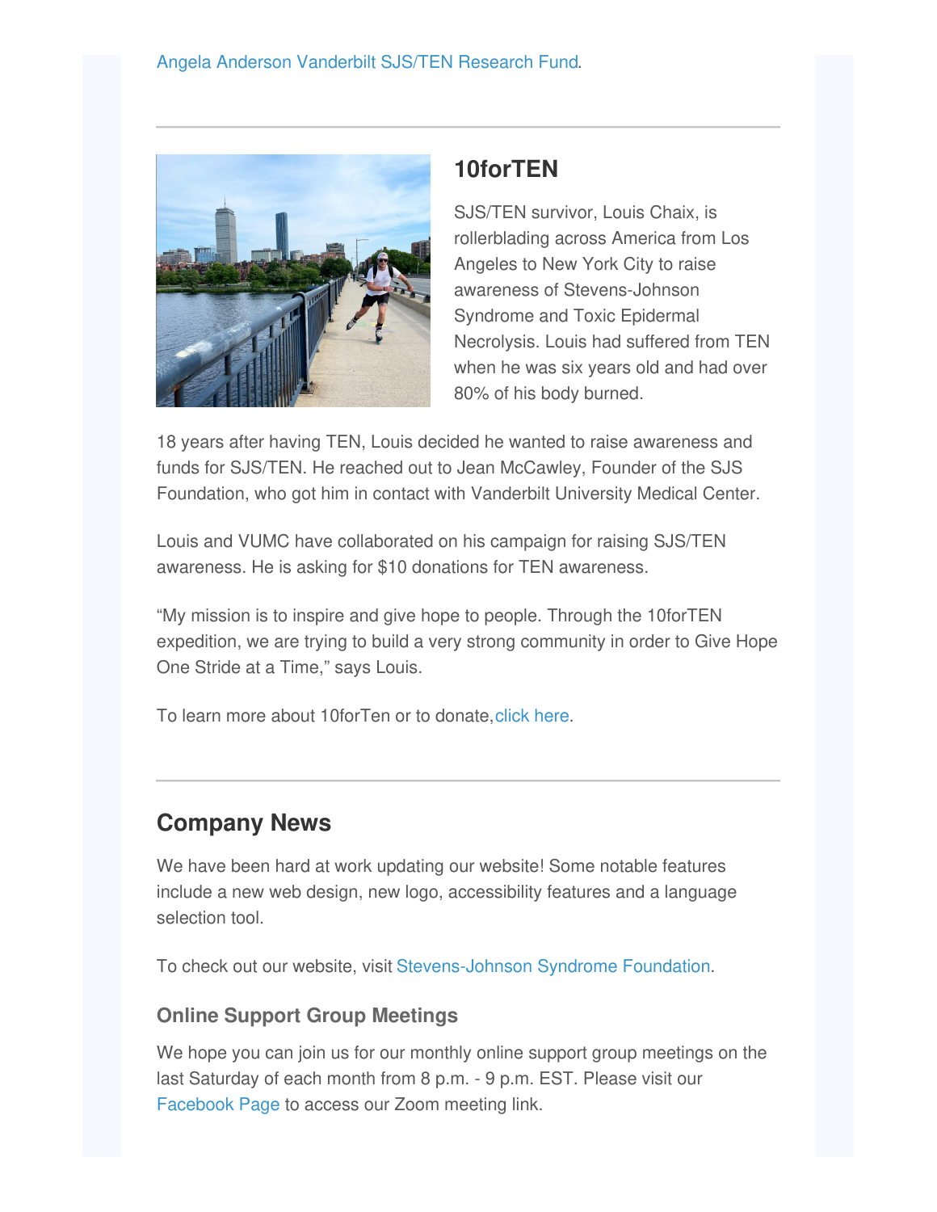Angela Anderson Vanderbilt SJS/TEN Research Fund.

---

## 10forTEN

SJS/TEN survivor, Louis Chaix, is rollerblading across America from Los Angeles to New York City to raise awareness of Stevens-Johnson Syndrome and Toxic Epidermal Necrolysis. Louis had suffered from TEN when he was six years old and had over 80% of his body burned.

18 years after having TEN, Louis decided he wanted to raise awareness and funds for SJS/TEN. He reached out to Jean McCawley, Founder of the SJS Foundation, who got him in contact with Vanderbilt University Medical Center.

Louis and VUMC have collaborated on his campaign for raising SJS/TEN awareness. He is asking for $10 donations for TEN awareness.

"My mission is to inspire and give hope to people. Through the 10forTEN expedition, we are trying to build a very strong community in order to Give Hope One Stride at a Time," says Louis.

To learn more about 10forTen or to donate, click here.

---

## Company News

We have been hard at work updating our website! Some notable features include a new web design, new logo, accessibility features and a language selection tool.

To check out our website, visit Stevens-Johnson Syndrome Foundation.

### Online Support Group Meetings

We hope you can join us for our monthly online support group meetings on the last Saturday of each month from 8 p.m. - 9 p.m. EST. Please visit our Facebook Page to access our Zoom meeting link.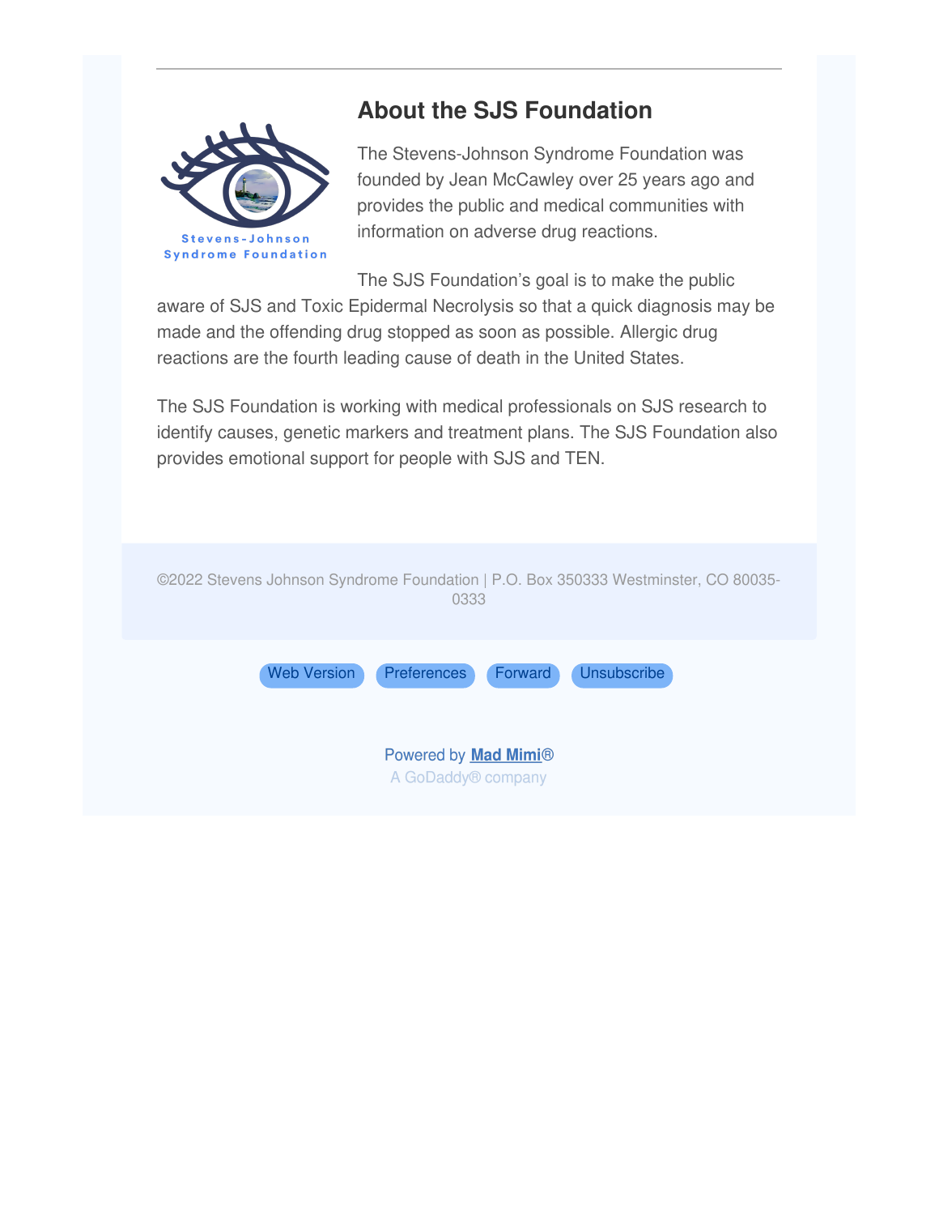## About the SJS Foundation

Stevens-Johnson Syndrome Foundation

The Stevens-Johnson Syndrome Foundation was founded by Jean McCawley over 25 years ago and provides the public and medical communities with information on adverse drug reactions.

The SJS Foundation's goal is to make the public aware of SJS and Toxic Epidermal Necrolysis so that a quick diagnosis may be made and the offending drug stopped as soon as possible. Allergic drug reactions are the fourth leading cause of death in the United States.

The SJS Foundation is working with medical professionals on SJS research to identify causes, genetic markers and treatment plans. The SJS Foundation also provides emotional support for people with SJS and TEN.

©2022 Stevens Johnson Syndrome Foundation | P.O. Box 350333 Westminster, CO 80035-0333

Web Version Preferences Forward Unsubscribe

Powered by **Mad Mimi**®
A GoDaddy® company